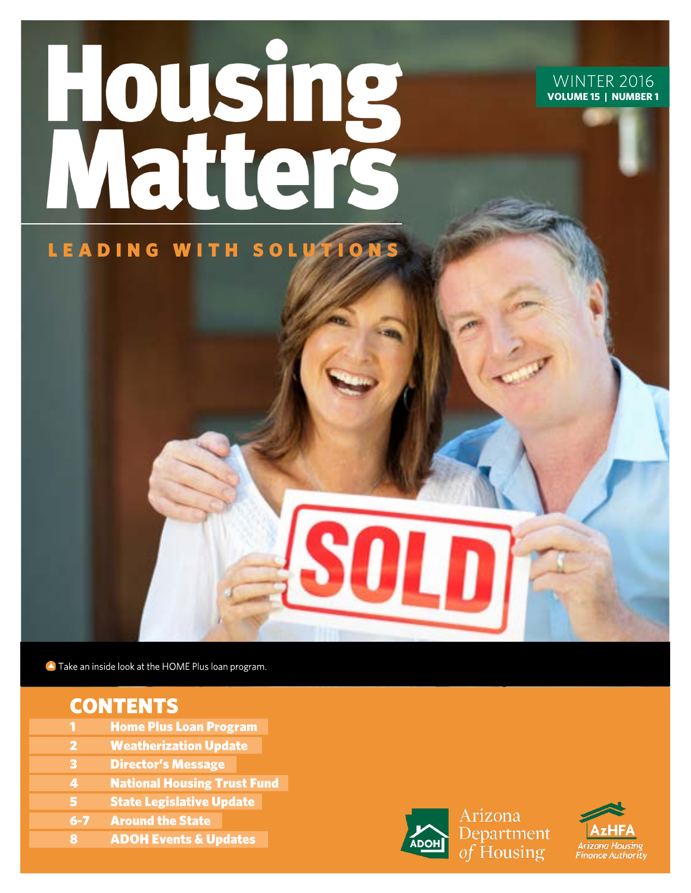# Housing Matters

## LEADING WITH SOLUTIONS

WINTER 2016
**VOLUME 15 | NUMBER 1**

Take an inside look at the HOME Plus loan program.

## CONTENTS

| | |
|---|---|
| 1 | Home Plus Loan Program |
| 2 | Weatherization Update |
| 3 | Director's Message |
| 4 | National Housing Trust Fund |
| 5 | State Legislative Update |
| 6-7 | Around the State |
| 8 | ADOH Events & Updates |

Arizona Department of Housing

AzHFA Arizona Housing Finance Authority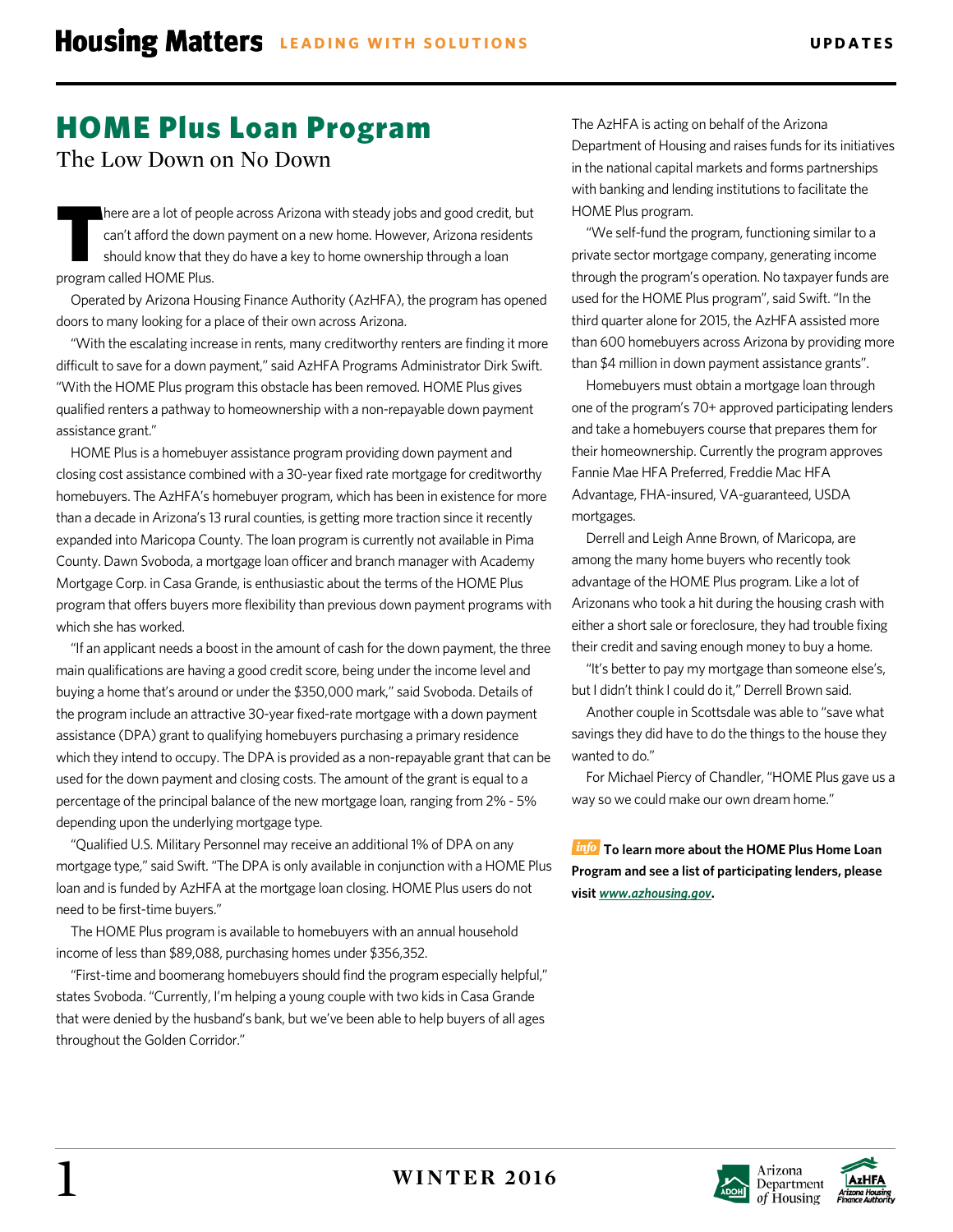# HOME Plus Loan Program

## The Low Down on No Down

There are a lot of people across Arizona with steady jobs and good credit, but can't afford the down payment on a new home. However, Arizona residents should know that they do have a key to home ownership through a loan program called HOME Plus.

Operated by Arizona Housing Finance Authority (AzHFA), the program has opened doors to many looking for a place of their own across Arizona.

"With the escalating increase in rents, many creditworthy renters are finding it more difficult to save for a down payment," said AzHFA Programs Administrator Dirk Swift. "With the HOME Plus program this obstacle has been removed. HOME Plus gives qualified renters a pathway to homeownership with a non-repayable down payment assistance grant."

HOME Plus is a homebuyer assistance program providing down payment and closing cost assistance combined with a 30-year fixed rate mortgage for creditworthy homebuyers. The AzHFA's homebuyer program, which has been in existence for more than a decade in Arizona's 13 rural counties, is getting more traction since it recently expanded into Maricopa County. The loan program is currently not available in Pima County. Dawn Svoboda, a mortgage loan officer and branch manager with Academy Mortgage Corp. in Casa Grande, is enthusiastic about the terms of the HOME Plus program that offers buyers more flexibility than previous down payment programs with which she has worked.

"If an applicant needs a boost in the amount of cash for the down payment, the three main qualifications are having a good credit score, being under the income level and buying a home that's around or under the $350,000 mark," said Svoboda. Details of the program include an attractive 30-year fixed-rate mortgage with a down payment assistance (DPA) grant to qualifying homebuyers purchasing a primary residence which they intend to occupy. The DPA is provided as a non-repayable grant that can be used for the down payment and closing costs. The amount of the grant is equal to a percentage of the principal balance of the new mortgage loan, ranging from 2% - 5% depending upon the underlying mortgage type.

"Qualified U.S. Military Personnel may receive an additional 1% of DPA on any mortgage type," said Swift. "The DPA is only available in conjunction with a HOME Plus loan and is funded by AzHFA at the mortgage loan closing. HOME Plus users do not need to be first-time buyers."

The HOME Plus program is available to homebuyers with an annual household income of less than $89,088, purchasing homes under $356,352.

"First-time and boomerang homebuyers should find the program especially helpful," states Svoboda. "Currently, I'm helping a young couple with two kids in Casa Grande that were denied by the husband's bank, but we've been able to help buyers of all ages throughout the Golden Corridor."

The AzHFA is acting on behalf of the Arizona Department of Housing and raises funds for its initiatives in the national capital markets and forms partnerships with banking and lending institutions to facilitate the HOME Plus program.

"We self-fund the program, functioning similar to a private sector mortgage company, generating income through the program's operation. No taxpayer funds are used for the HOME Plus program", said Swift. "In the third quarter alone for 2015, the AzHFA assisted more than 600 homebuyers across Arizona by providing more than $4 million in down payment assistance grants".

Homebuyers must obtain a mortgage loan through one of the program's 70+ approved participating lenders and take a homebuyers course that prepares them for their homeownership. Currently the program approves Fannie Mae HFA Preferred, Freddie Mac HFA Advantage, FHA-insured, VA-guaranteed, USDA mortgages.

Derrell and Leigh Anne Brown, of Maricopa, are among the many home buyers who recently took advantage of the HOME Plus program. Like a lot of Arizonans who took a hit during the housing crash with either a short sale or foreclosure, they had trouble fixing their credit and saving enough money to buy a home.

"It's better to pay my mortgage than someone else's, but I didn't think I could do it," Derrell Brown said.

Another couple in Scottsdale was able to "save what savings they did have to do the things to the house they wanted to do."

For Michael Piercy of Chandler, "HOME Plus gave us a way so we could make our own dream home."

*info* **To learn more about the HOME Plus Home Loan Program and see a list of participating lenders, please visit *www.azhousing.gov*.**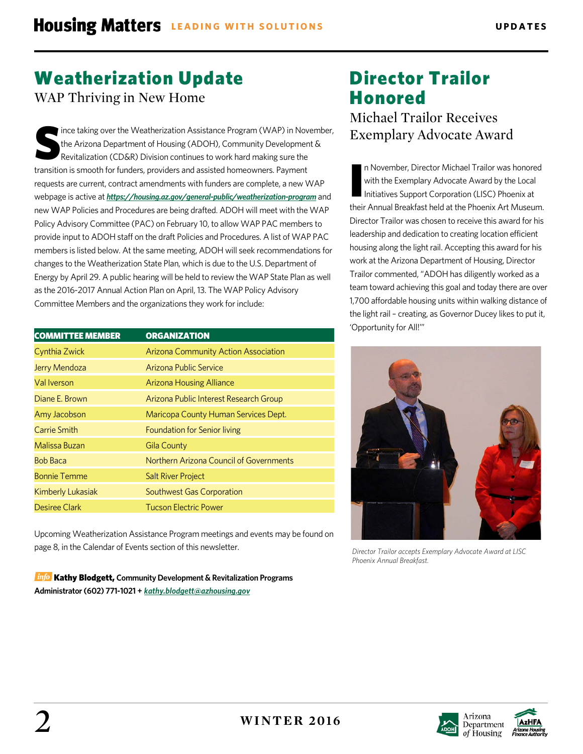# Weatherization Update

## WAP Thriving in New Home

Since taking over the Weatherization Assistance Program (WAP) in November, the Arizona Department of Housing (ADOH), Community Development & Revitalization (CD&R) Division continues to work hard making sure the transition is smooth for funders, providers and assisted homeowners. Payment requests are current, contract amendments with funders are complete, a new WAP webpage is active at **https://housing.az.gov/general-public/weatherization-program** and new WAP Policies and Procedures are being drafted. ADOH will meet with the WAP Policy Advisory Committee (PAC) on February 10, to allow WAP PAC members to provide input to ADOH staff on the draft Policies and Procedures. A list of WAP PAC members is listed below. At the same meeting, ADOH will seek recommendations for changes to the Weatherization State Plan, which is due to the U.S. Department of Energy by April 29. A public hearing will be held to review the WAP State Plan as well as the 2016-2017 Annual Action Plan on April, 13. The WAP Policy Advisory Committee Members and the organizations they work for include:

| COMMITTEE MEMBER | ORGANIZATION |
|---|---|
| Cynthia Zwick | Arizona Community Action Association |
| Jerry Mendoza | Arizona Public Service |
| Val Iverson | Arizona Housing Alliance |
| Diane E. Brown | Arizona Public Interest Research Group |
| Amy Jacobson | Maricopa County Human Services Dept. |
| Carrie Smith | Foundation for Senior living |
| Malissa Buzan | Gila County |
| Bob Baca | Northern Arizona Council of Governments |
| Bonnie Temme | Salt River Project |
| Kimberly Lukasiak | Southwest Gas Corporation |
| Desiree Clark | Tucson Electric Power |

Upcoming Weatherization Assistance Program meetings and events may be found on page 8, in the Calendar of Events section of this newsletter.

*info* **Kathy Blodgett,** **Community Development & Revitalization Programs Administrator (602) 771-1021 + kathy.blodgett@azhousing.gov**

# Director Trailor Honored

## Michael Trailor Receives Exemplary Advocate Award

In November, Director Michael Trailor was honored with the Exemplary Advocate Award by the Local Initiatives Support Corporation (LISC) Phoenix at their Annual Breakfast held at the Phoenix Art Museum. Director Trailor was chosen to receive this award for his leadership and dedication to creating location efficient housing along the light rail. Accepting this award for his work at the Arizona Department of Housing, Director Trailor commented, "ADOH has diligently worked as a team toward achieving this goal and today there are over 1,700 affordable housing units within walking distance of the light rail – creating, as Governor Ducey likes to put it, 'Opportunity for All!'"

*Director Trailor accepts Exemplary Advocate Award at LISC Phoenix Annual Breakfast.*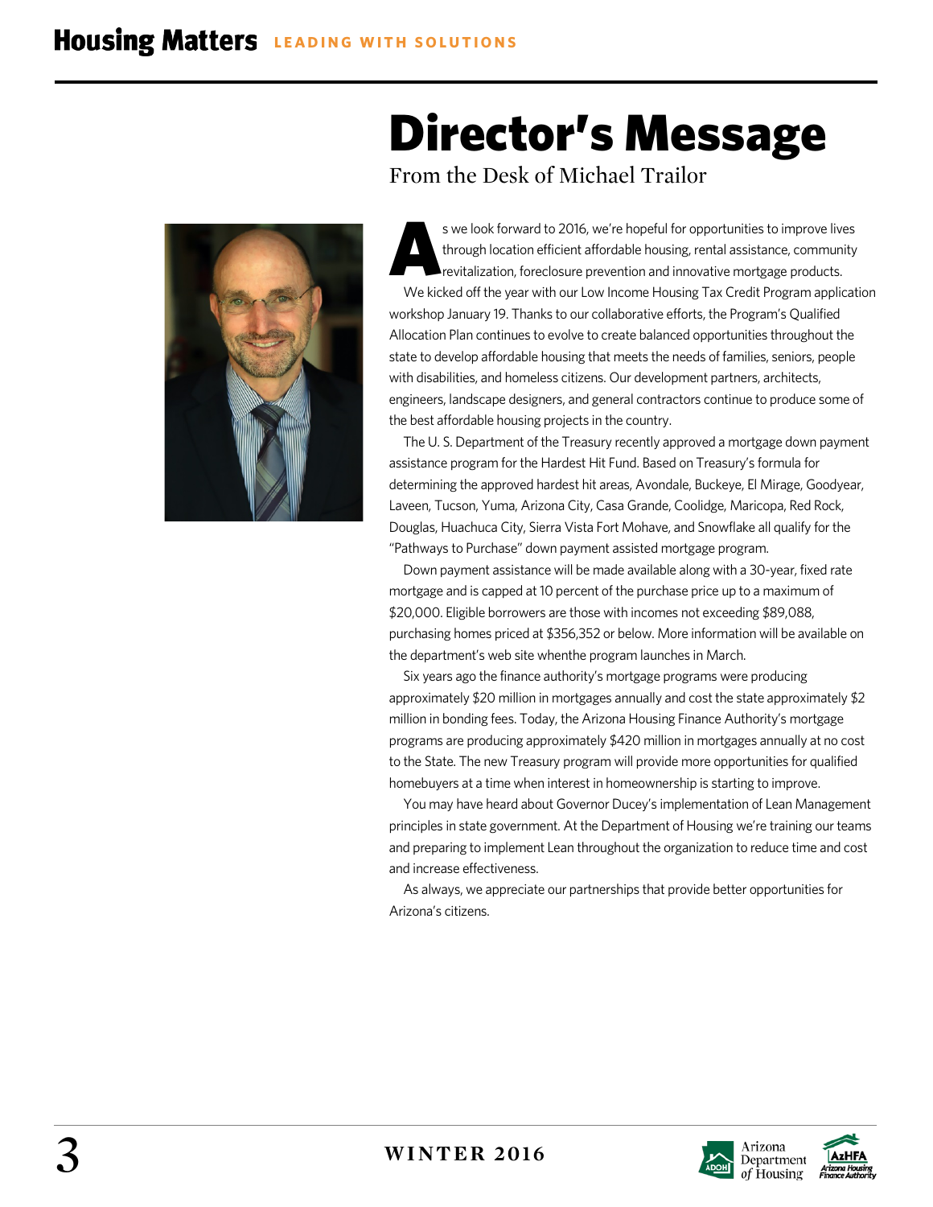# Director's Message

From the Desk of Michael Trailor

As we look forward to 2016, we're hopeful for opportunities to improve lives through location efficient affordable housing, rental assistance, community revitalization, foreclosure prevention and innovative mortgage products.

We kicked off the year with our Low Income Housing Tax Credit Program application workshop January 19. Thanks to our collaborative efforts, the Program's Qualified Allocation Plan continues to evolve to create balanced opportunities throughout the state to develop affordable housing that meets the needs of families, seniors, people with disabilities, and homeless citizens. Our development partners, architects, engineers, landscape designers, and general contractors continue to produce some of the best affordable housing projects in the country.

The U. S. Department of the Treasury recently approved a mortgage down payment assistance program for the Hardest Hit Fund. Based on Treasury's formula for determining the approved hardest hit areas, Avondale, Buckeye, El Mirage, Goodyear, Laveen, Tucson, Yuma, Arizona City, Casa Grande, Coolidge, Maricopa, Red Rock, Douglas, Huachuca City, Sierra Vista Fort Mohave, and Snowflake all qualify for the "Pathways to Purchase" down payment assisted mortgage program.

Down payment assistance will be made available along with a 30-year, fixed rate mortgage and is capped at 10 percent of the purchase price up to a maximum of $20,000. Eligible borrowers are those with incomes not exceeding $89,088, purchasing homes priced at $356,352 or below. More information will be available on the department's web site whenthe program launches in March.

Six years ago the finance authority's mortgage programs were producing approximately $20 million in mortgages annually and cost the state approximately $2 million in bonding fees. Today, the Arizona Housing Finance Authority's mortgage programs are producing approximately $420 million in mortgages annually at no cost to the State. The new Treasury program will provide more opportunities for qualified homebuyers at a time when interest in homeownership is starting to improve.

You may have heard about Governor Ducey's implementation of Lean Management principles in state government. At the Department of Housing we're training our teams and preparing to implement Lean throughout the organization to reduce time and cost and increase effectiveness.

As always, we appreciate our partnerships that provide better opportunities for Arizona's citizens.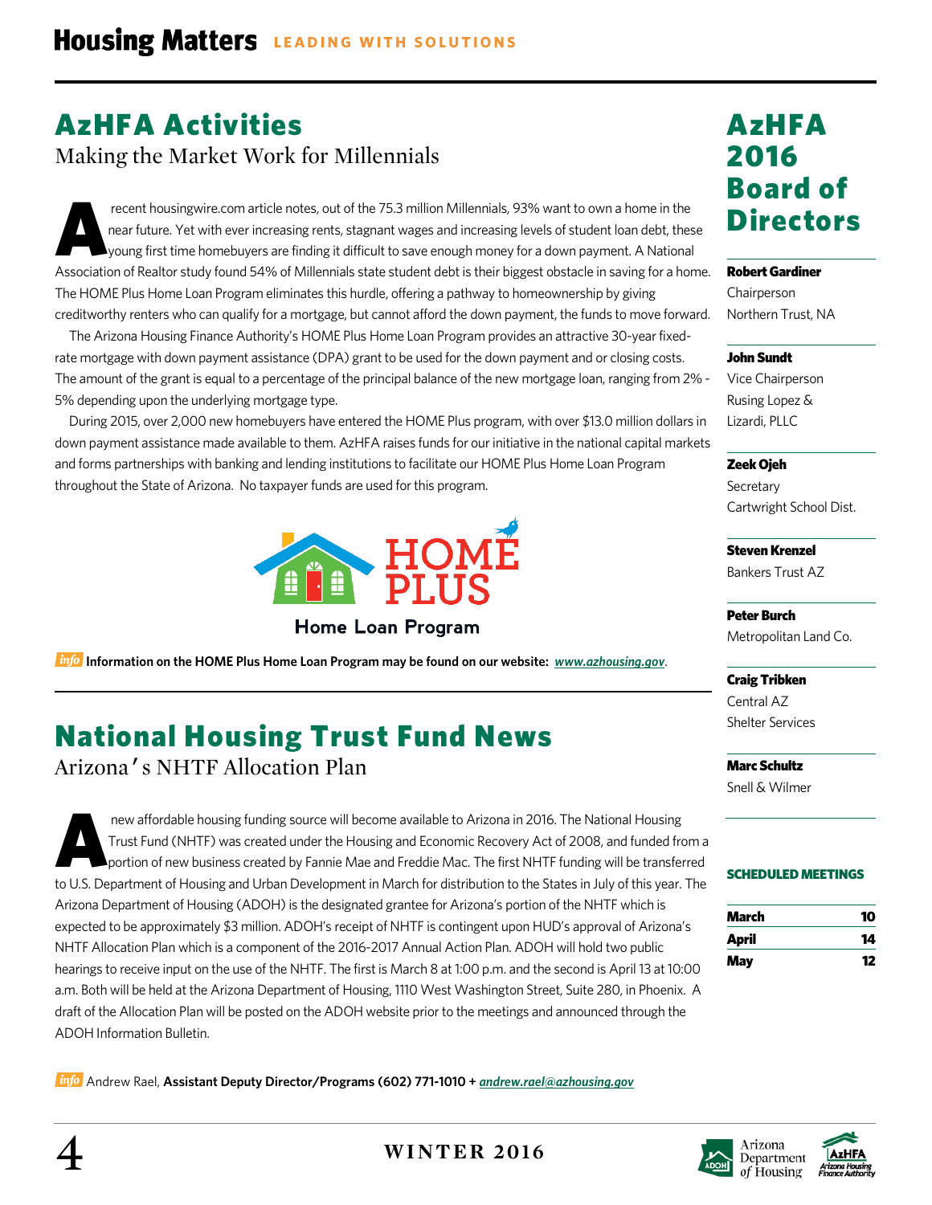## AzHFA Activities

### Making the Market Work for Millennials

A recent housingwire.com article notes, out of the 75.3 million Millennials, 93% want to own a home in the near future. Yet with ever increasing rents, stagnant wages and increasing levels of student loan debt, these young first time homebuyers are finding it difficult to save enough money for a down payment. A National Association of Realtor study found 54% of Millennials state student debt is their biggest obstacle in saving for a home. The HOME Plus Home Loan Program eliminates this hurdle, offering a pathway to homeownership by giving creditworthy renters who can qualify for a mortgage, but cannot afford the down payment, the funds to move forward.

The Arizona Housing Finance Authority's HOME Plus Home Loan Program provides an attractive 30-year fixed-rate mortgage with down payment assistance (DPA) grant to be used for the down payment and or closing costs. The amount of the grant is equal to a percentage of the principal balance of the new mortgage loan, ranging from 2% - 5% depending upon the underlying mortgage type.

During 2015, over 2,000 new homebuyers have entered the HOME Plus program, with over $13.0 million dollars in down payment assistance made available to them. AzHFA raises funds for our initiative in the national capital markets and forms partnerships with banking and lending institutions to facilitate our HOME Plus Home Loan Program throughout the State of Arizona. No taxpayer funds are used for this program.

HOME PLUS Home Loan Program

*info* **Information on the HOME Plus Home Loan Program may be found on our website:** ***www.azhousing.gov***.

## National Housing Trust Fund News

### Arizona's NHTF Allocation Plan

A new affordable housing funding source will become available to Arizona in 2016. The National Housing Trust Fund (NHTF) was created under the Housing and Economic Recovery Act of 2008, and funded from a portion of new business created by Fannie Mae and Freddie Mac. The first NHTF funding will be transferred to U.S. Department of Housing and Urban Development in March for distribution to the States in July of this year. The Arizona Department of Housing (ADOH) is the designated grantee for Arizona's portion of the NHTF which is expected to be approximately $3 million. ADOH's receipt of NHTF is contingent upon HUD's approval of Arizona's NHTF Allocation Plan which is a component of the 2016-2017 Annual Action Plan. ADOH will hold two public hearings to receive input on the use of the NHTF. The first is March 8 at 1:00 p.m. and the second is April 13 at 10:00 a.m. Both will be held at the Arizona Department of Housing, 1110 West Washington Street, Suite 280, in Phoenix. A draft of the Allocation Plan will be posted on the ADOH website prior to the meetings and announced through the ADOH Information Bulletin.

*info* Andrew Rael, **Assistant Deputy Director/Programs (602) 771-1010 +** ***andrew.rael@azhousing.gov***

## AzHFA 2016 Board of Directors

**Robert Gardiner**
Chairperson
Northern Trust, NA

**John Sundt**
Vice Chairperson
Rusing Lopez & Lizardi, PLLC

**Zeek Ojeh**
Secretary
Cartwright School Dist.

**Steven Krenzel**
Bankers Trust AZ

**Peter Burch**
Metropolitan Land Co.

**Craig Tribken**
Central AZ Shelter Services

**Marc Schultz**
Snell & Wilmer

**SCHEDULED MEETINGS**

| | |
|---|---|
| **March** | **10** |
| **April** | **14** |
| **May** | **12** |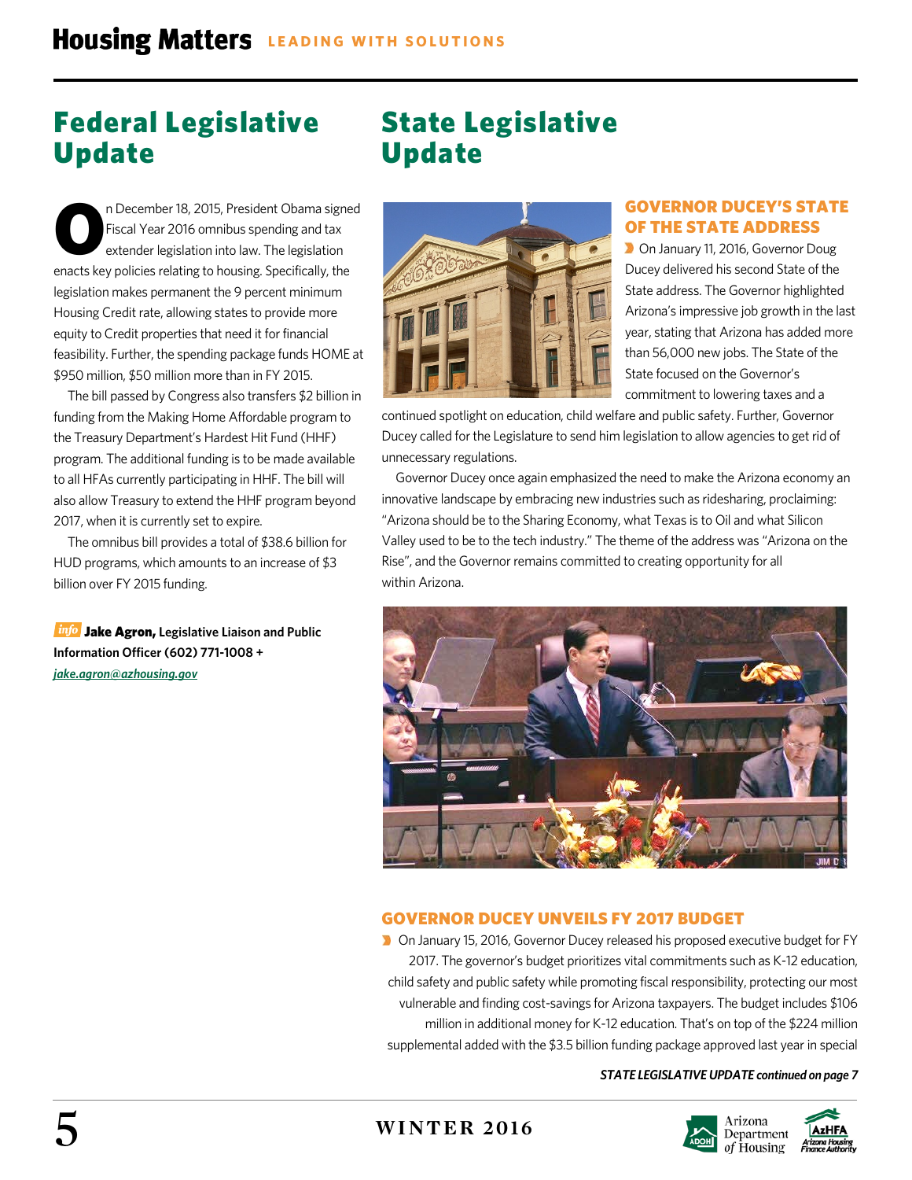# Federal Legislative Update

On December 18, 2015, President Obama signed Fiscal Year 2016 omnibus spending and tax extender legislation into law. The legislation enacts key policies relating to housing. Specifically, the legislation makes permanent the 9 percent minimum Housing Credit rate, allowing states to provide more equity to Credit properties that need it for financial feasibility. Further, the spending package funds HOME at $950 million, $50 million more than in FY 2015.

The bill passed by Congress also transfers $2 billion in funding from the Making Home Affordable program to the Treasury Department's Hardest Hit Fund (HHF) program. The additional funding is to be made available to all HFAs currently participating in HHF. The bill will also allow Treasury to extend the HHF program beyond 2017, when it is currently set to expire.

The omnibus bill provides a total of $38.6 billion for HUD programs, which amounts to an increase of $3 billion over FY 2015 funding.

**info Jake Agron, Legislative Liaison and Public Information Officer (602) 771-1008 + *jake.agron@azhousing.gov***

# State Legislative Update

## GOVERNOR DUCEY'S STATE OF THE STATE ADDRESS

On January 11, 2016, Governor Doug Ducey delivered his second State of the State address. The Governor highlighted Arizona's impressive job growth in the last year, stating that Arizona has added more than 56,000 new jobs. The State of the State focused on the Governor's commitment to lowering taxes and a continued spotlight on education, child welfare and public safety. Further, Governor Ducey called for the Legislature to send him legislation to allow agencies to get rid of unnecessary regulations.

Governor Ducey once again emphasized the need to make the Arizona economy an innovative landscape by embracing new industries such as ridesharing, proclaiming: "Arizona should be to the Sharing Economy, what Texas is to Oil and what Silicon Valley used to be to the tech industry." The theme of the address was "Arizona on the Rise", and the Governor remains committed to creating opportunity for all within Arizona.

## GOVERNOR DUCEY UNVEILS FY 2017 BUDGET

On January 15, 2016, Governor Ducey released his proposed executive budget for FY 2017. The governor's budget prioritizes vital commitments such as K-12 education, child safety and public safety while promoting fiscal responsibility, protecting our most vulnerable and finding cost-savings for Arizona taxpayers. The budget includes $106 million in additional money for K-12 education. That's on top of the $224 million supplemental added with the $3.5 billion funding package approved last year in special

***STATE LEGISLATIVE UPDATE continued on page 7***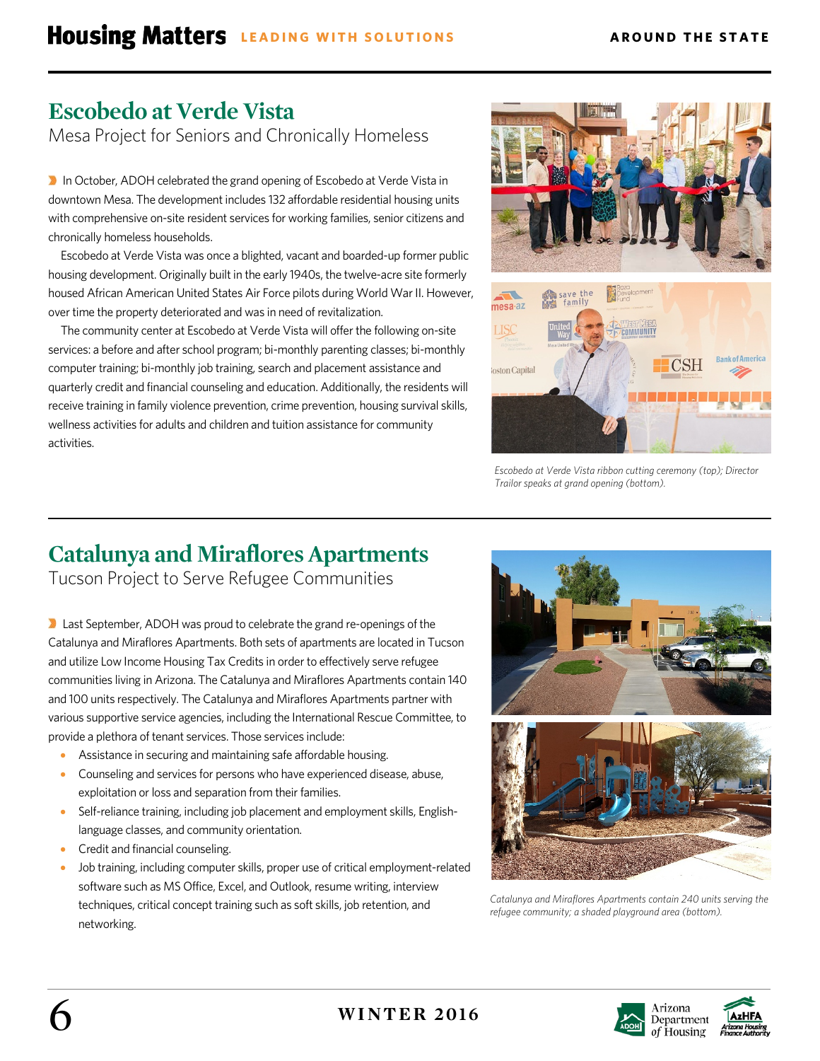## Escobedo at Verde Vista

Mesa Project for Seniors and Chronically Homeless

In October, ADOH celebrated the grand opening of Escobedo at Verde Vista in downtown Mesa. The development includes 132 affordable residential housing units with comprehensive on-site resident services for working families, senior citizens and chronically homeless households.

Escobedo at Verde Vista was once a blighted, vacant and boarded-up former public housing development. Originally built in the early 1940s, the twelve-acre site formerly housed African American United States Air Force pilots during World War II. However, over time the property deteriorated and was in need of revitalization.

The community center at Escobedo at Verde Vista will offer the following on-site services: a before and after school program; bi-monthly parenting classes; bi-monthly computer training; bi-monthly job training, search and placement assistance and quarterly credit and financial counseling and education. Additionally, the residents will receive training in family violence prevention, crime prevention, housing survival skills, wellness activities for adults and children and tuition assistance for community activities.

*Escobedo at Verde Vista ribbon cutting ceremony (top); Director Trailor speaks at grand opening (bottom).*

## Catalunya and Miraflores Apartments

Tucson Project to Serve Refugee Communities

Last September, ADOH was proud to celebrate the grand re-openings of the Catalunya and Miraflores Apartments. Both sets of apartments are located in Tucson and utilize Low Income Housing Tax Credits in order to effectively serve refugee communities living in Arizona. The Catalunya and Miraflores Apartments contain 140 and 100 units respectively. The Catalunya and Miraflores Apartments partner with various supportive service agencies, including the International Rescue Committee, to provide a plethora of tenant services. Those services include:

- Assistance in securing and maintaining safe affordable housing.
- Counseling and services for persons who have experienced disease, abuse, exploitation or loss and separation from their families.
- Self-reliance training, including job placement and employment skills, English-language classes, and community orientation.
- Credit and financial counseling.
- Job training, including computer skills, proper use of critical employment-related software such as MS Office, Excel, and Outlook, resume writing, interview techniques, critical concept training such as soft skills, job retention, and networking.

*Catalunya and Miraflores Apartments contain 240 units serving the refugee community; a shaded playground area (bottom).*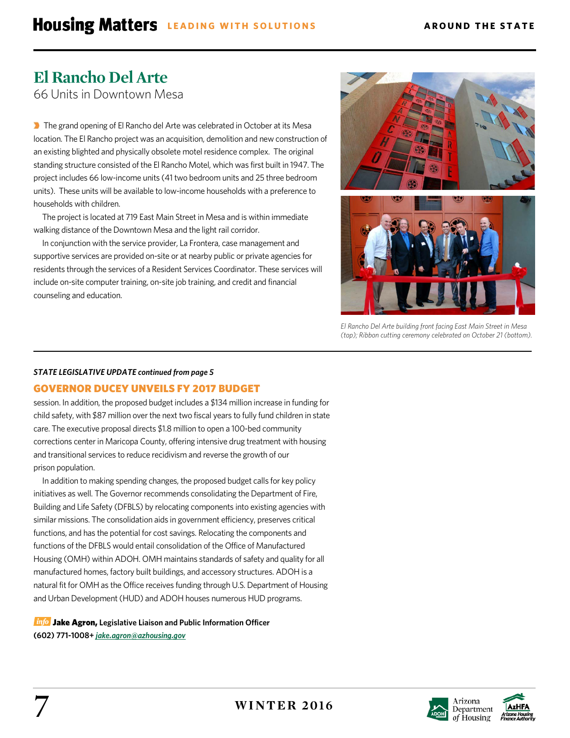## El Rancho Del Arte

66 Units in Downtown Mesa

The grand opening of El Rancho del Arte was celebrated in October at its Mesa location. The El Rancho project was an acquisition, demolition and new construction of an existing blighted and physically obsolete motel residence complex. The original standing structure consisted of the El Rancho Motel, which was first built in 1947. The project includes 66 low-income units (41 two bedroom units and 25 three bedroom units). These units will be available to low-income households with a preference to households with children.

The project is located at 719 East Main Street in Mesa and is within immediate walking distance of the Downtown Mesa and the light rail corridor.

In conjunction with the service provider, La Frontera, case management and supportive services are provided on-site or at nearby public or private agencies for residents through the services of a Resident Services Coordinator. These services will include on-site computer training, on-site job training, and credit and financial counseling and education.

*El Rancho Del Arte building front facing East Main Street in Mesa (top); Ribbon cutting ceremony celebrated on October 21 (bottom).*

***STATE LEGISLATIVE UPDATE continued from page 5***

### GOVERNOR DUCEY UNVEILS FY 2017 BUDGET

session. In addition, the proposed budget includes a $134 million increase in funding for child safety, with $87 million over the next two fiscal years to fully fund children in state care. The executive proposal directs $1.8 million to open a 100-bed community corrections center in Maricopa County, offering intensive drug treatment with housing and transitional services to reduce recidivism and reverse the growth of our prison population.

In addition to making spending changes, the proposed budget calls for key policy initiatives as well. The Governor recommends consolidating the Department of Fire, Building and Life Safety (DFBLS) by relocating components into existing agencies with similar missions. The consolidation aids in government efficiency, preserves critical functions, and has the potential for cost savings. Relocating the components and functions of the DFBLS would entail consolidation of the Office of Manufactured Housing (OMH) within ADOH. OMH maintains standards of safety and quality for all manufactured homes, factory built buildings, and accessory structures. ADOH is a natural fit for OMH as the Office receives funding through U.S. Department of Housing and Urban Development (HUD) and ADOH houses numerous HUD programs.

*info* **Jake Agron, Legislative Liaison and Public Information Officer**
**(602) 771-1008+ *jake.agron@azhousing.gov***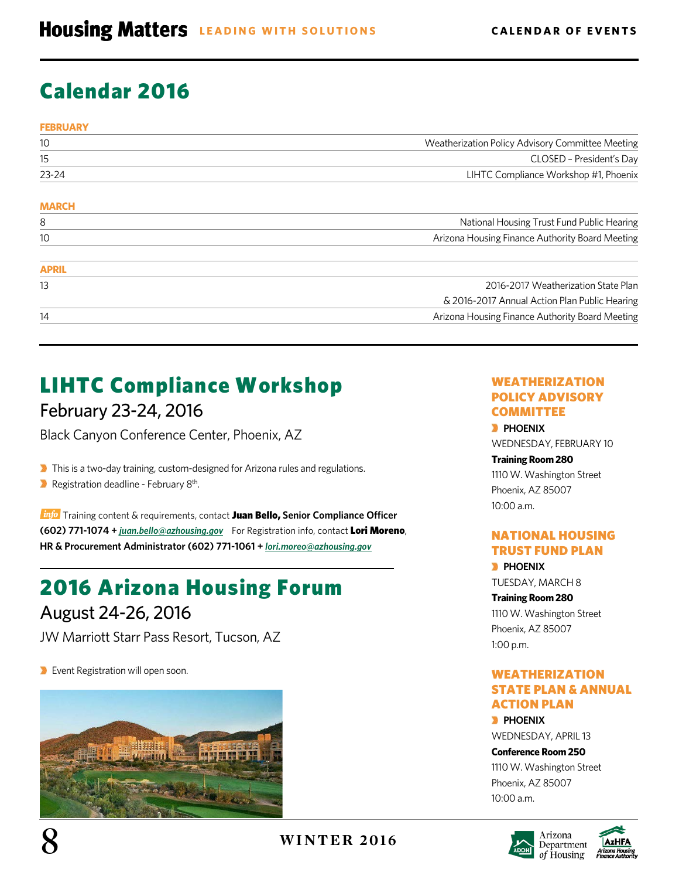# Calendar 2016

| FEBRUARY | |
|---|---|
| 10 | Weatherization Policy Advisory Committee Meeting |
| 15 | CLOSED – President's Day |
| 23-24 | LIHTC Compliance Workshop #1, Phoenix |
| **MARCH** | |
| 8 | National Housing Trust Fund Public Hearing |
| 10 | Arizona Housing Finance Authority Board Meeting |
| **APRIL** | |
| 13 | 2016-2017 Weatherization State Plan & 2016-2017 Annual Action Plan Public Hearing |
| 14 | Arizona Housing Finance Authority Board Meeting |

## LIHTC Compliance Workshop

### February 23-24, 2016

Black Canyon Conference Center, Phoenix, AZ

- This is a two-day training, custom-designed for Arizona rules and regulations.
- Registration deadline - February 8th.

*info* Training content & requirements, contact **Juan Bello, Senior Compliance Officer (602) 771-1074 +** ***juan.bello@azhousing.gov*** For Registration info, contact **Lori Moreno, HR & Procurement Administrator (602) 771-1061 +** ***lori.moreo@azhousing.gov***

## 2016 Arizona Housing Forum

### August 24-26, 2016

JW Marriott Starr Pass Resort, Tucson, AZ

- Event Registration will open soon.

### WEATHERIZATION POLICY ADVISORY COMMITTEE

**PHOENIX**
WEDNESDAY, FEBRUARY 10
**Training Room 280**
1110 W. Washington Street
Phoenix, AZ 85007
10:00 a.m.

### NATIONAL HOUSING TRUST FUND PLAN

**PHOENIX**
TUESDAY, MARCH 8
**Training Room 280**
1110 W. Washington Street
Phoenix, AZ 85007
1:00 p.m.

### WEATHERIZATION STATE PLAN & ANNUAL ACTION PLAN

**PHOENIX**
WEDNESDAY, APRIL 13
**Conference Room 250**
1110 W. Washington Street
Phoenix, AZ 85007
10:00 a.m.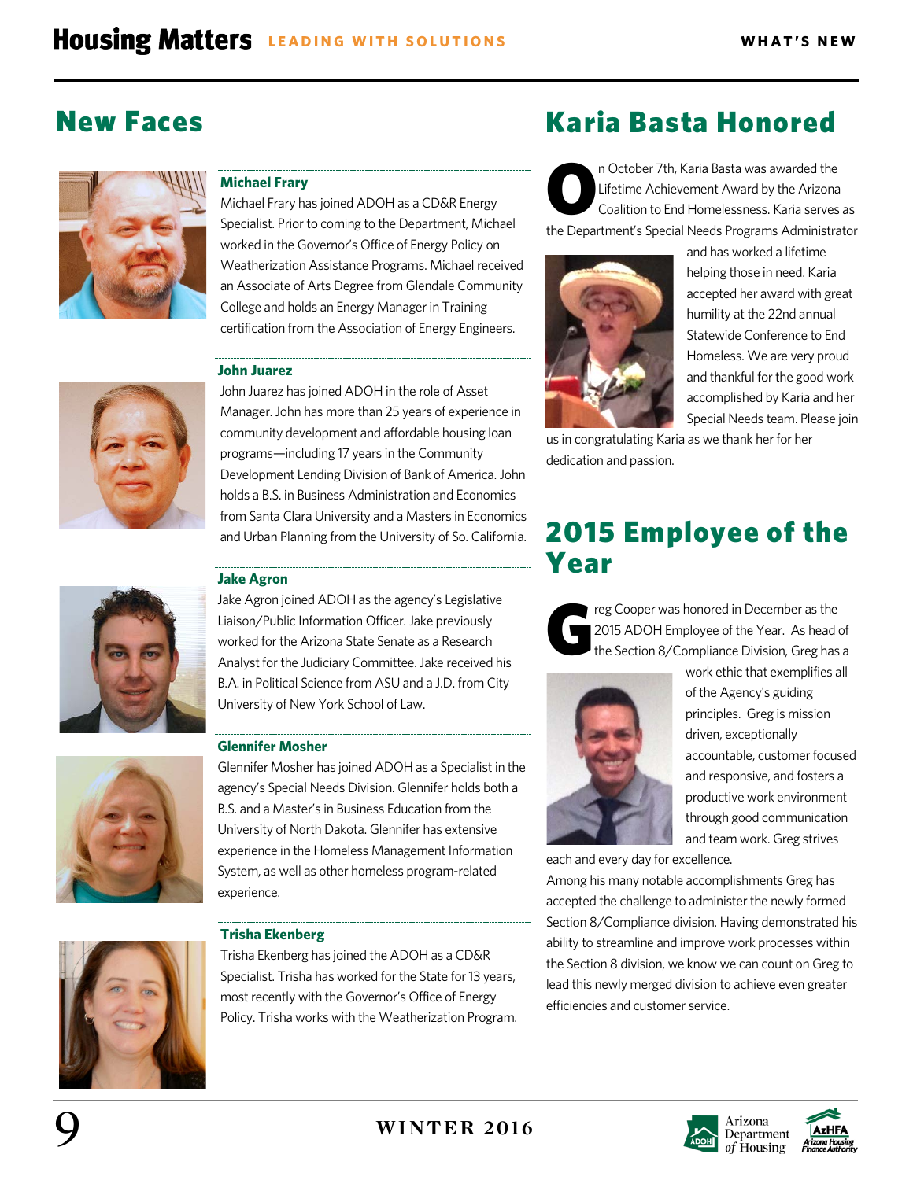## New Faces

### Michael Frary

Michael Frary has joined ADOH as a CD&R Energy Specialist. Prior to coming to the Department, Michael worked in the Governor's Office of Energy Policy on Weatherization Assistance Programs. Michael received an Associate of Arts Degree from Glendale Community College and holds an Energy Manager in Training certification from the Association of Energy Engineers.

### John Juarez

John Juarez has joined ADOH in the role of Asset Manager. John has more than 25 years of experience in community development and affordable housing loan programs—including 17 years in the Community Development Lending Division of Bank of America. John holds a B.S. in Business Administration and Economics from Santa Clara University and a Masters in Economics and Urban Planning from the University of So. California.

### Jake Agron

Jake Agron joined ADOH as the agency's Legislative Liaison/Public Information Officer. Jake previously worked for the Arizona State Senate as a Research Analyst for the Judiciary Committee. Jake received his B.A. in Political Science from ASU and a J.D. from City University of New York School of Law.

### Glennifer Mosher

Glennifer Mosher has joined ADOH as a Specialist in the agency's Special Needs Division. Glennifer holds both a B.S. and a Master's in Business Education from the University of North Dakota. Glennifer has extensive experience in the Homeless Management Information System, as well as other homeless program-related experience.

### Trisha Ekenberg

Trisha Ekenberg has joined the ADOH as a CD&R Specialist. Trisha has worked for the State for 13 years, most recently with the Governor's Office of Energy Policy. Trisha works with the Weatherization Program.

## Karia Basta Honored

On October 7th, Karia Basta was awarded the Lifetime Achievement Award by the Arizona Coalition to End Homelessness. Karia serves as the Department's Special Needs Programs Administrator and has worked a lifetime helping those in need. Karia accepted her award with great humility at the 22nd annual Statewide Conference to End Homeless. We are very proud and thankful for the good work accomplished by Karia and her Special Needs team. Please join us in congratulating Karia as we thank her for her dedication and passion.

## 2015 Employee of the Year

Greg Cooper was honored in December as the 2015 ADOH Employee of the Year. As head of the Section 8/Compliance Division, Greg has a work ethic that exemplifies all of the Agency's guiding principles. Greg is mission driven, exceptionally accountable, customer focused and responsive, and fosters a productive work environment through good communication and team work. Greg strives each and every day for excellence.

Among his many notable accomplishments Greg has accepted the challenge to administer the newly formed Section 8/Compliance division. Having demonstrated his ability to streamline and improve work processes within the Section 8 division, we know we can count on Greg to lead this newly merged division to achieve even greater efficiencies and customer service.